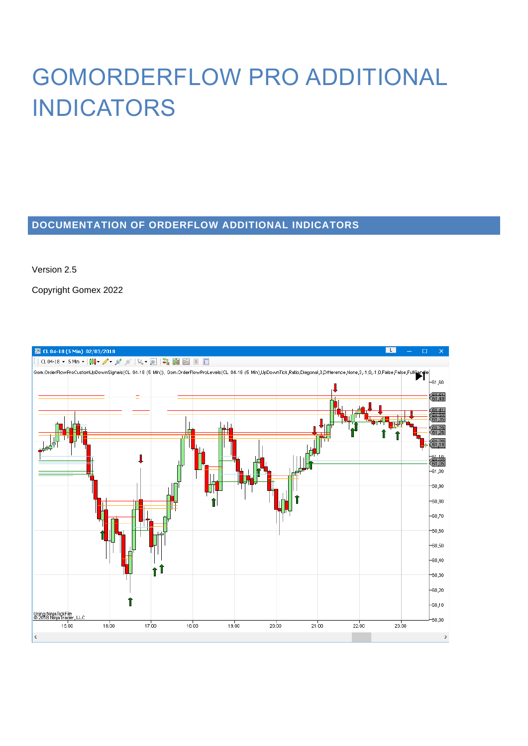# GOMORDERFLOW PRO ADDITIONAL INDICATORS

## DOCUMENTATION OF ORDERFLOW ADDITIONAL INDICATORS

Version 2.5

Copyright Gomex 2022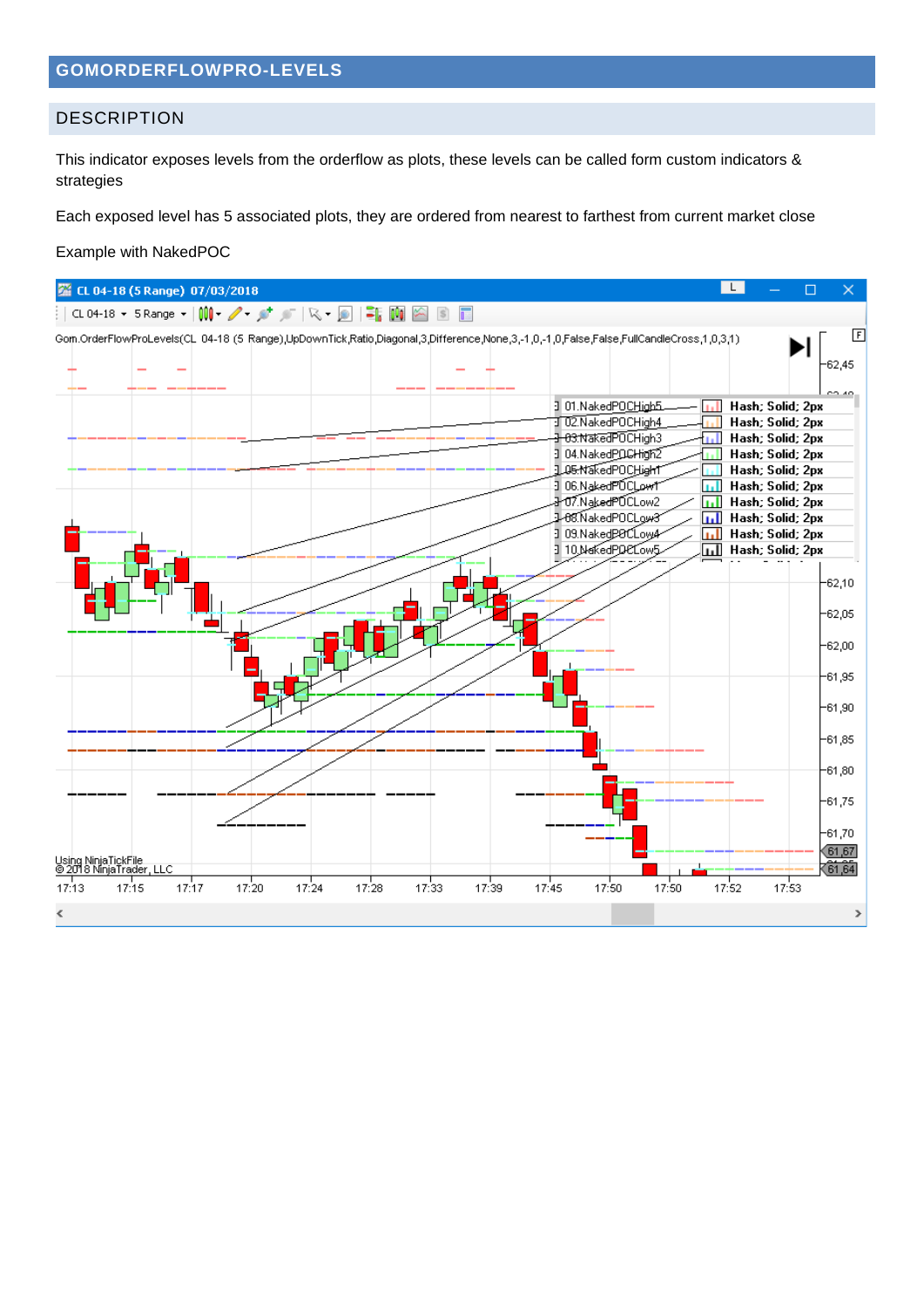## GOMORDERFLOWPRO-LEVELS

### DESCRIPTION

This indicator exposes levels from the orderflow as plots, these levels can be called form custom indicators & strategies

Each exposed level has 5 associated plots, they are ordered from nearest to farthest from current market close

Example with NakedPOC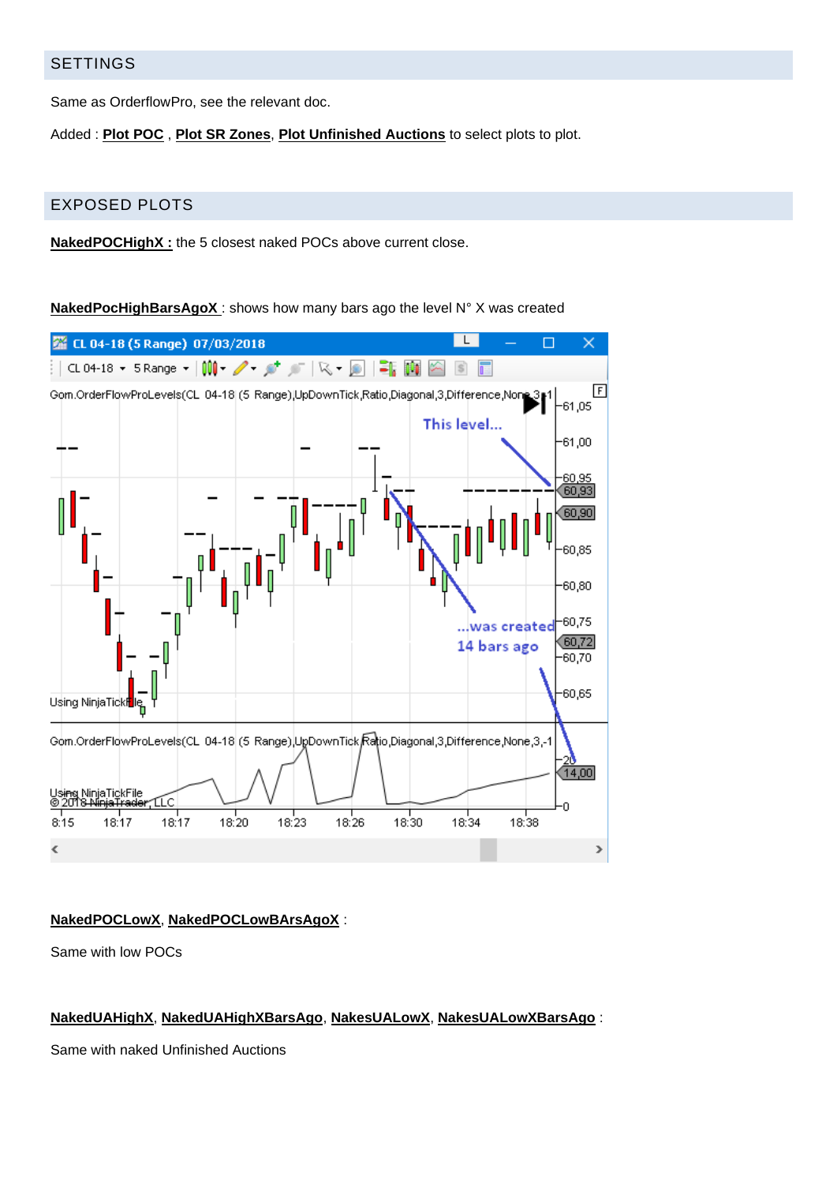## SETTINGS

Same as OrderflowPro, see the relevant doc.

Added : **Plot POC** , **Plot SR Zones**, **Plot Unfinished Auctions** to select plots to plot.

## EXPOSED PLOTS

**NakedPOCHighX :** the 5 closest naked POCs above current close.

**NakedPocHighBarsAgoX** : shows how many bars ago the level N° X was created

**NakedPOCLowX**, **NakedPOCLowBArsAgoX** :

Same with low POCs

**NakedUAHighX**, **NakedUAHighXBarsAgo**, **NakesUALowX**, **NakesUALowXBarsAgo** :

Same with naked Unfinished Auctions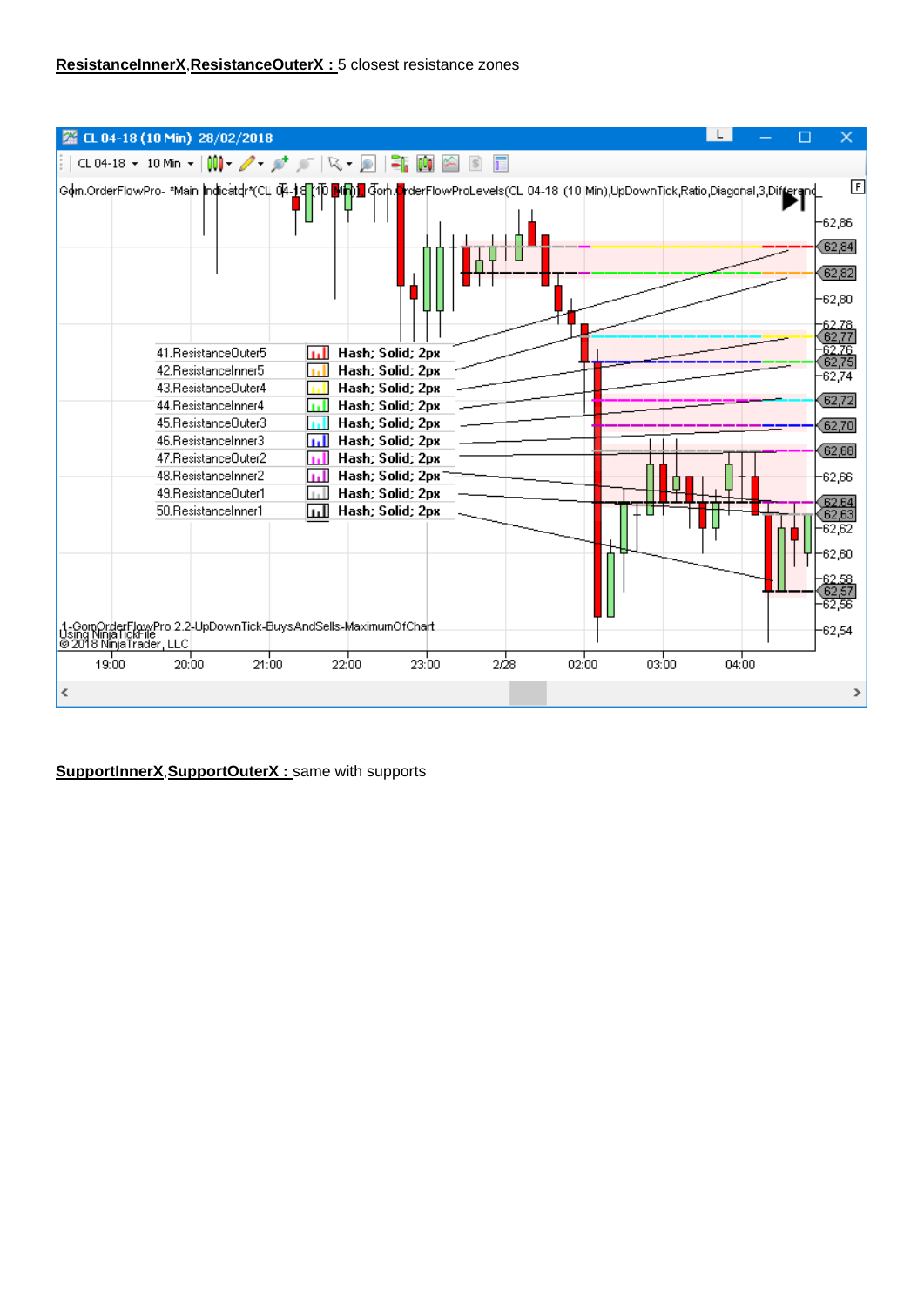**ResistanceInnerX**,**ResistanceOuterX :** 5 closest resistance zones

**SupportInnerX**,**SupportOuterX :** same with supports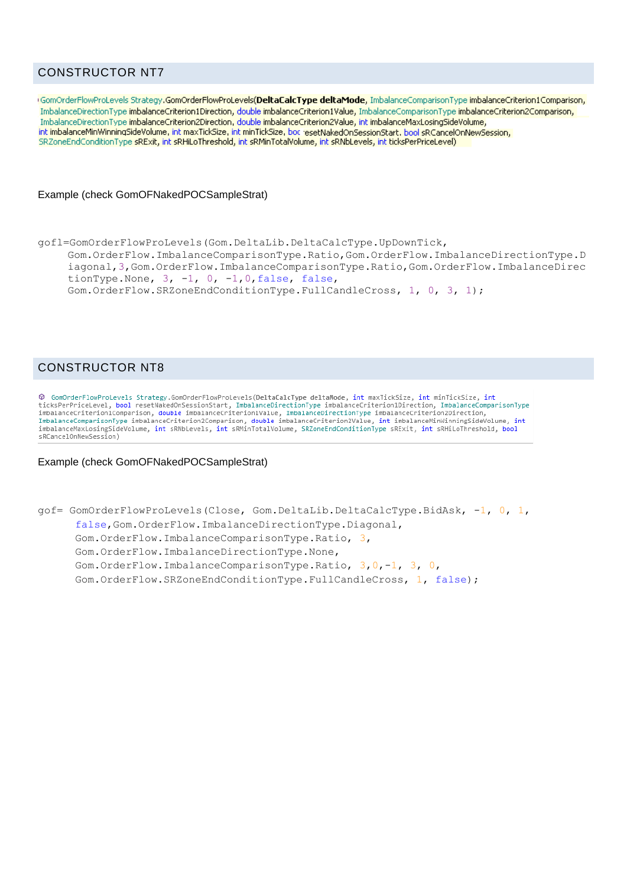## CONSTRUCTOR NT7

```
GomOrderFlowProLevels Strategy.GomOrderFlowProLevels(DeltaCalcType deltaMode, ImbalanceComparisonType imbalanceCriterion1Comparison,
ImbalanceDirectionType imbalanceCriterion1Direction, double imbalanceCriterion1Value, ImbalanceComparisonType imbalanceCriterion2Comparison,
ImbalanceDirectionType imbalanceCriterion2Direction, double imbalanceCriterion2Value, int imbalanceMaxLosingSideVolume,
int imbalanceMinWinningSideVolume, int maxTickSize, int minTickSize, boo resetNakedOnSessionStart, bool sRCancelOnNewSession,
SRZoneEndConditionType sRExit, int sRHiLoThreshold, int sRMinTotalVolume, int sRNbLevels, int ticksPerPriceLevel)
```

Example (check GomOFNakedPOCSampleStrat)

```
gofl=GomOrderFlowProLevels(Gom.DeltaLib.DeltaCalcType.UpDownTick,
     Gom.OrderFlow.ImbalanceComparisonType.Ratio,Gom.OrderFlow.ImbalanceDirectionType.D
     iagonal,3,Gom.OrderFlow.ImbalanceComparisonType.Ratio,Gom.OrderFlow.ImbalanceDirec
     tionType.None, 3, -1, 0, -1,0,false, false,
     Gom.OrderFlow.SRZoneEndConditionType.FullCandleCross, 1, 0, 3, 1);
```

## CONSTRUCTOR NT8

```
GomOrderFlowProLevels Strategy.GomOrderFlowProLevels(DeltaCalcType deltaMode, int maxTickSize, int minTickSize, int
ticksPerPriceLevel, bool resetNakedOnSessionStart, ImbalanceDirectionType imbalanceCriterion1Direction, ImbalanceComparisonType
imbalanceCriterion1Comparison, double imbalanceCriterion1Value, ImbalanceDirectionType imbalanceCriterion2Direction,
ImbalanceComparisonType imbalanceCriterion2Comparison, double imbalanceCriterion2Value, int imbalanceMinWinningSideVolume, int
imbalanceMaxLosingSideVolume, int sRNbLevels, int sRMinTotalVolume, SRZoneEndConditionType sRExit, int sRHiLoThreshold, bool
sRCancelOnNewSession)
```

Example (check GomOFNakedPOCSampleStrat)

```
gof= GomOrderFlowProLevels(Close, Gom.DeltaLib.DeltaCalcType.BidAsk, -1, 0, 1,
      false,Gom.OrderFlow.ImbalanceDirectionType.Diagonal,
      Gom.OrderFlow.ImbalanceComparisonType.Ratio, 3,
      Gom.OrderFlow.ImbalanceDirectionType.None,
      Gom.OrderFlow.ImbalanceComparisonType.Ratio, 3,0,-1, 3, 0,
      Gom.OrderFlow.SRZoneEndConditionType.FullCandleCross, 1, false);
```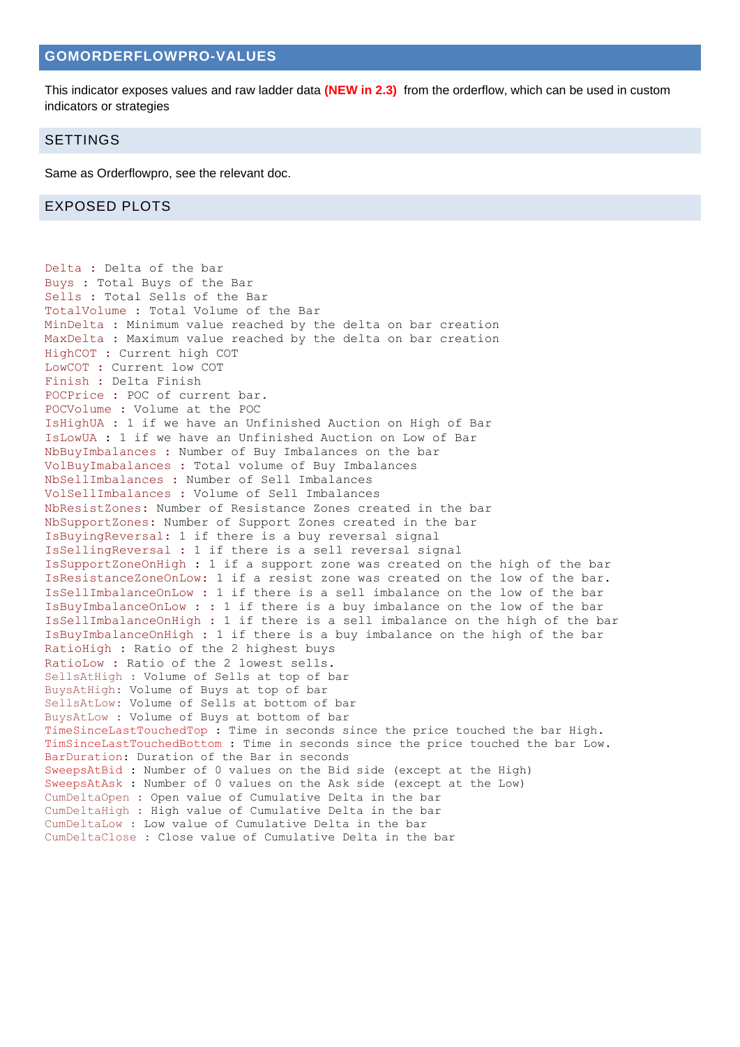## GOMORDERFLOWPRO-VALUES

This indicator exposes values and raw ladder data **(NEW in 2.3)** from the orderflow, which can be used in custom indicators or strategies

### SETTINGS

Same as Orderflowpro, see the relevant doc.

### EXPOSED PLOTS

```
Delta : Delta of the bar
Buys : Total Buys of the Bar
Sells : Total Sells of the Bar
TotalVolume : Total Volume of the Bar
MinDelta : Minimum value reached by the delta on bar creation
MaxDelta : Maximum value reached by the delta on bar creation
HighCOT : Current high COT
LowCOT : Current low COT
Finish : Delta Finish
POCPrice : POC of current bar.
POCVolume : Volume at the POC
IsHighUA : 1 if we have an Unfinished Auction on High of Bar
IsLowUA : 1 if we have an Unfinished Auction on Low of Bar
NbBuyImbalances : Number of Buy Imbalances on the bar
VolBuyImabalances : Total volume of Buy Imbalances
NbSellImbalances : Number of Sell Imbalances
VolSellImbalances : Volume of Sell Imbalances
NbResistZones: Number of Resistance Zones created in the bar
NbSupportZones: Number of Support Zones created in the bar
IsBuyingReversal: 1 if there is a buy reversal signal
IsSellingReversal : 1 if there is a sell reversal signal
IsSupportZoneOnHigh : 1 if a support zone was created on the high of the bar
IsResistanceZoneOnLow: 1 if a resist zone was created on the low of the bar.
IsSellImbalanceOnLow : 1 if there is a sell imbalance on the low of the bar
IsBuyImbalanceOnLow : : 1 if there is a buy imbalance on the low of the bar
IsSellImbalanceOnHigh : 1 if there is a sell imbalance on the high of the bar
IsBuyImbalanceOnHigh : 1 if there is a buy imbalance on the high of the bar
RatioHigh : Ratio of the 2 highest buys
RatioLow : Ratio of the 2 lowest sells.
SellsAtHigh : Volume of Sells at top of bar
BuysAtHigh: Volume of Buys at top of bar
SellsAtLow: Volume of Sells at bottom of bar
BuysAtLow : Volume of Buys at bottom of bar
TimeSinceLastTouchedTop : Time in seconds since the price touched the bar High.
TimSinceLastTouchedBottom : Time in seconds since the price touched the bar Low.
BarDuration: Duration of the Bar in seconds
SweepsAtBid : Number of 0 values on the Bid side (except at the High)
SweepsAtAsk : Number of 0 values on the Ask side (except at the Low)
CumDeltaOpen : Open value of Cumulative Delta in the bar
CumDeltaHigh : High value of Cumulative Delta in the bar
CumDeltaLow : Low value of Cumulative Delta in the bar
CumDeltaClose : Close value of Cumulative Delta in the bar
```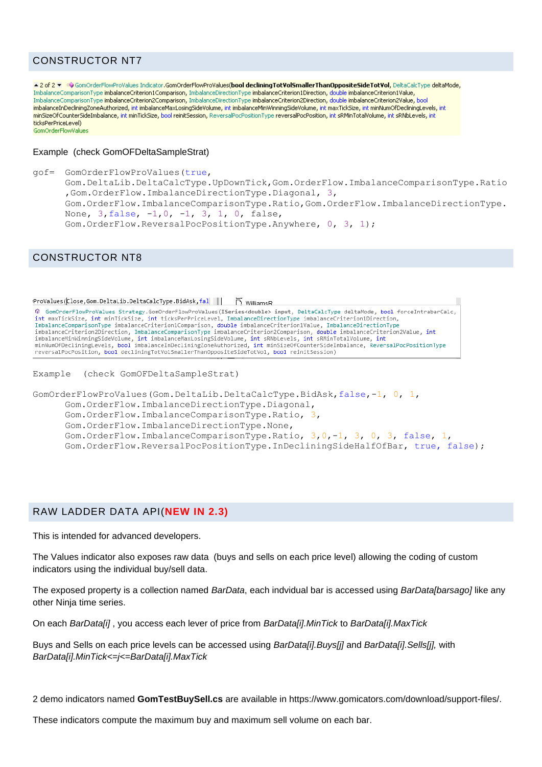## CONSTRUCTOR NT7

```
▲2 of 2 ▼ GomOrderFlowProValues Indicator.GomOrderFlowProValues(bool decliningTotVolSmallerThanOppositeSideTotVol, DeltaCalcType deltaMode, ImbalanceComparisonType imbalanceCriterion1Comparison, ImbalanceDirectionType imbalanceCriterion1Direction, double imbalanceCriterion1Value, ImbalanceComparisonType imbalanceCriterion2Comparison, ImbalanceDirectionType imbalanceCriterion2Direction, double imbalanceCriterion2Value, bool imbalanceInDecliningZoneAuthorized, int imbalanceMaxLosingSideVolume, int imbalanceMinWinningSideVolume, int maxTickSize, int minNumOfDecliningLevels, int minSizeOfCounterSideImbalance, int minTickSize, bool reinitSession, ReversalPocPositionType reversalPocPosition, int sRMinTotalVolume, int sRNbLevels, int ticksPerPriceLevel)
GomOrderFlowValues
```

Example (check GomOFDeltaSampleStrat)

```
gof=  GomOrderFlowProValues(true,
      Gom.DeltaLib.DeltaCalcType.UpDownTick,Gom.OrderFlow.ImbalanceComparisonType.Ratio
      ,Gom.OrderFlow.ImbalanceDirectionType.Diagonal, 3,
      Gom.OrderFlow.ImbalanceComparisonType.Ratio,Gom.OrderFlow.ImbalanceDirectionType.
      None, 3,false, -1,0, -1, 3, 1, 0, false,
      Gom.OrderFlow.ReversalPocPositionType.Anywhere, 0, 3, 1);
```

## CONSTRUCTOR NT8

```
ProValues(Close,Gom.DeltaLib.DeltaCalcType.BidAsk,fal
GomOrderFlowProValues Strategy.GomOrderFlowProValues(ISeries<double> input, DeltaCalcType deltaMode, bool forceIntrabarCalc, int maxTickSize, int minTickSize, int ticksPerPriceLevel, ImbalanceDirectionType imbalanceCriterion1Direction, ImbalanceComparisonType imbalanceCriterion1Comparison, double imbalanceCriterion1Value, ImbalanceDirectionType imbalanceCriterion2Direction, ImbalanceComparisonType imbalanceCriterion2Comparison, double imbalanceCriterion2Value, int imbalanceMinWinningSideVolume, int imbalanceMaxLosingSideVolume, int sRNbLevels, int sRMinTotalVolume, int minNumOfDecliningLevels, bool imbalanceInDecliningZoneAuthorized, int minSizeOfCounterSideImbalance, ReversalPocPositionType reversalPocPosition, bool decliningTotVolSmallerThanOppositeSideTotVol, bool reinitSession)
```

Example (check GomOFDeltaSampleStrat)

```
GomOrderFlowProValues(Gom.DeltaLib.DeltaCalcType.BidAsk,false,-1, 0, 1,
      Gom.OrderFlow.ImbalanceDirectionType.Diagonal,
      Gom.OrderFlow.ImbalanceComparisonType.Ratio, 3,
      Gom.OrderFlow.ImbalanceDirectionType.None,
      Gom.OrderFlow.ImbalanceComparisonType.Ratio, 3,0,-1, 3, 0, 3, false, 1,
      Gom.OrderFlow.ReversalPocPositionType.InDecliningSideHalfOfBar, true, false);
```

## RAW LADDER DATA API(**NEW IN 2.3**)

This is intended for advanced developers.

The Values indicator also exposes raw data (buys and sells on each price level) allowing the coding of custom indicators using the individual buy/sell data.

The exposed property is a collection named *BarData*, each indvidual bar is accessed using *BarData[barsago]* like any other Ninja time series.

On each *BarData[i]* , you access each lever of price from *BarData[i].MinTick* to *BarData[i].MaxTick*

Buys and Sells on each price levels can be accessed using *BarData[i].Buys[j]* and *BarData[i].Sells[j],* with *BarData[i].MinTick<=j<=BarData[i].MaxTick*

2 demo indicators named **GomTestBuySell.cs** are available in https://www.gomicators.com/download/support-files/.

These indicators compute the maximum buy and maximum sell volume on each bar.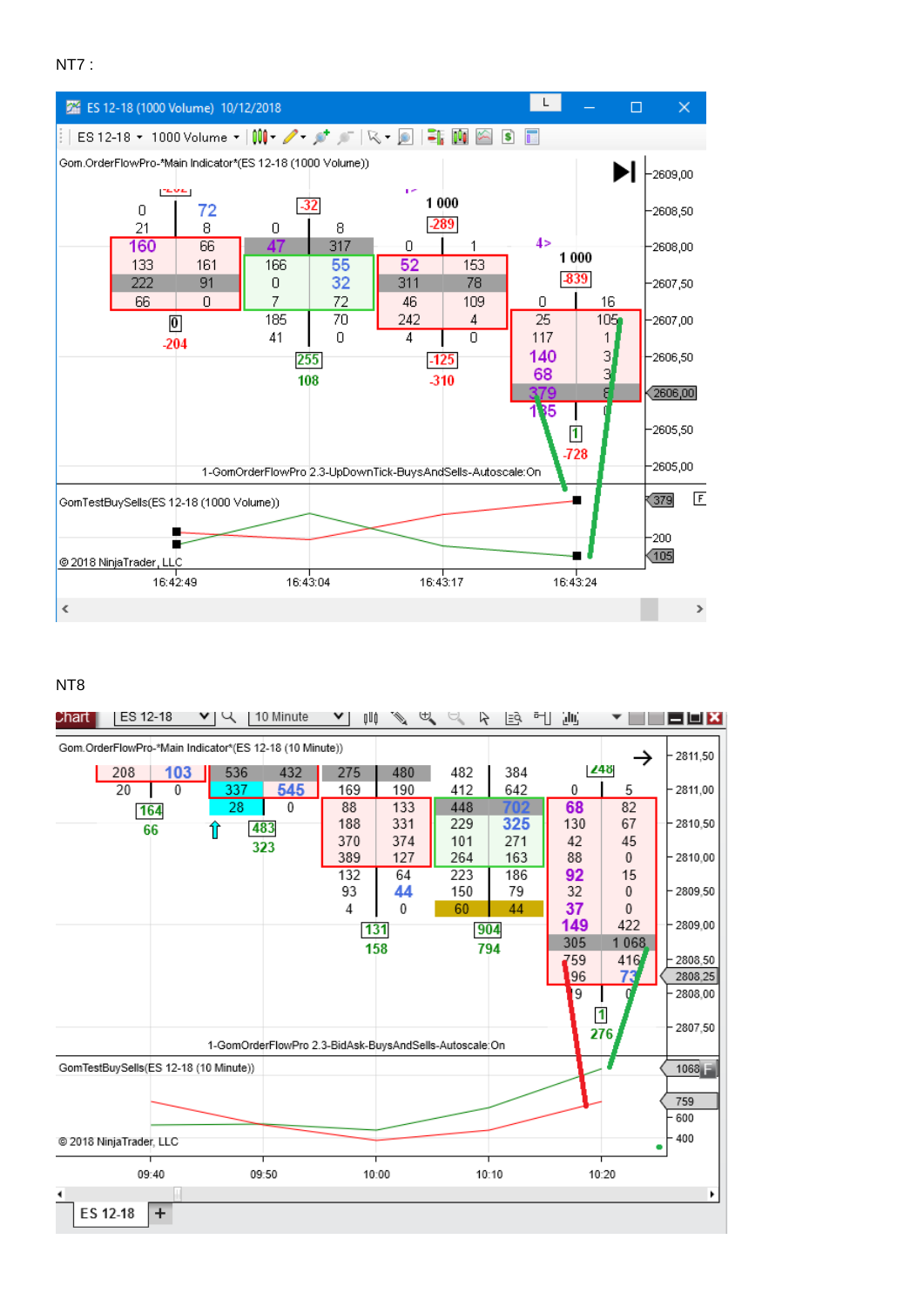NT7 :

ES 12-18 (1000 Volume) 10/12/2018

Gom.OrderFlowPro-*Main Indicator*(ES 12-18 (1000 Volume))

1-GomOrderFlowPro 2.3-UpDownTick-BuysAndSells-Autoscale:On

GomTestBuySells(ES 12-18 (1000 Volume))

© 2018 NinjaTrader, LLC

NT8

Gom.OrderFlowPro-*Main Indicator*(ES 12-18 (10 Minute))

1-GomOrderFlowPro 2.3-BidAsk-BuysAndSells-Autoscale:On

GomTestBuySells(ES 12-18 (10 Minute))

© 2018 NinjaTrader, LLC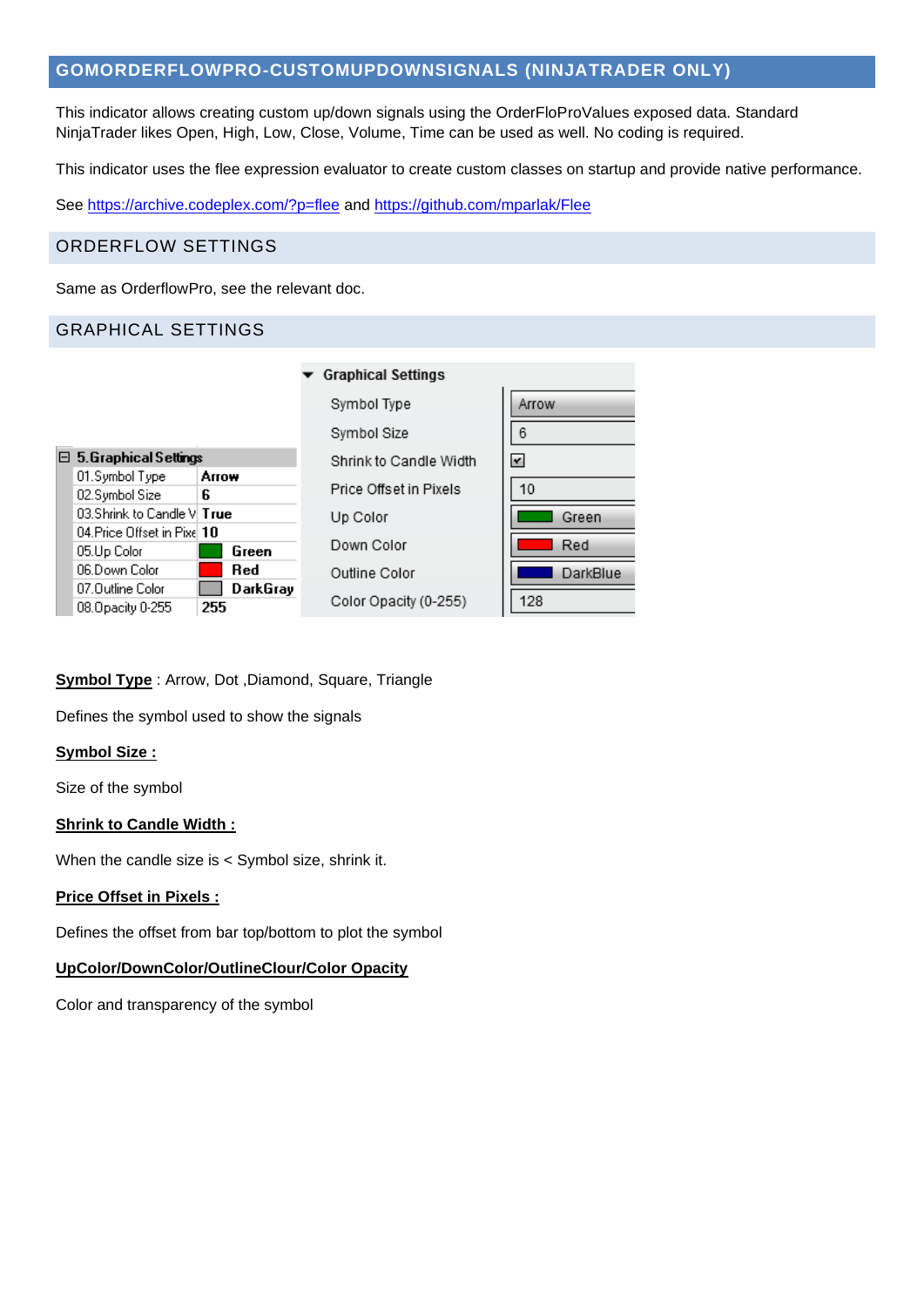## GOMORDERFLOWPRO-CUSTOMUPDOWNSIGNALS (NINJATRADER ONLY)

This indicator allows creating custom up/down signals using the OrderFloProValues exposed data. Standard NinjaTrader likes Open, High, Low, Close, Volume, Time can be used as well. No coding is required.

This indicator uses the flee expression evaluator to create custom classes on startup and provide native performance.

See https://archive.codeplex.com/?p=flee and https://github.com/mparlak/Flee

### ORDERFLOW SETTINGS

Same as OrderflowPro, see the relevant doc.

### GRAPHICAL SETTINGS

| 5.Graphical Settings | |
|---|---|
| 01.Symbol Type | Arrow |
| 02.Symbol Size | 6 |
| 03.Shrink to Candle V | True |
| 04.Price Offset in Pixe | 10 |
| 05.Up Color | Green |
| 06.Down Color | Red |
| 07.Outline Color | DarkGray |
| 08.Opacity 0-255 | 255 |

| Graphical Settings | |
|---|---|
| Symbol Type | Arrow |
| Symbol Size | 6 |
| Shrink to Candle Width | ☑ |
| Price Offset in Pixels | 10 |
| Up Color | Green |
| Down Color | Red |
| Outline Color | DarkBlue |
| Color Opacity (0-255) | 128 |

**Symbol Type** : Arrow, Dot ,Diamond, Square, Triangle

Defines the symbol used to show the signals

**Symbol Size :**

Size of the symbol

**Shrink to Candle Width :**

When the candle size is < Symbol size, shrink it.

**Price Offset in Pixels :**

Defines the offset from bar top/bottom to plot the symbol

**UpColor/DownColor/OutlineClour/Color Opacity**

Color and transparency of the symbol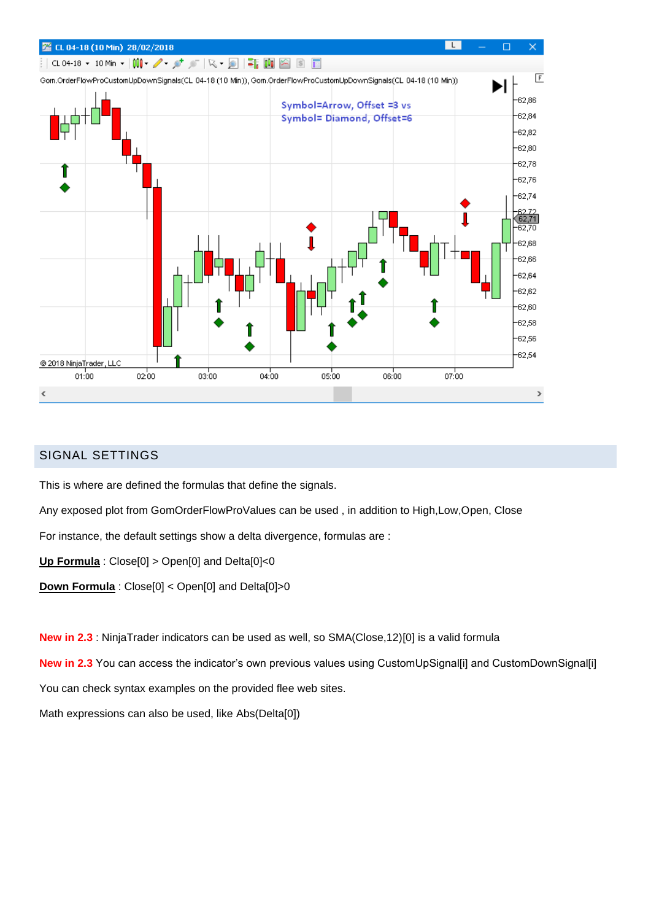## SIGNAL SETTINGS

This is where are defined the formulas that define the signals.

Any exposed plot from GomOrderFlowProValues can be used , in addition to High,Low,Open, Close

For instance, the default settings show a delta divergence, formulas are :

**Up Formula** : Close[0] > Open[0] and Delta[0]<0

**Down Formula** : Close[0] < Open[0] and Delta[0]>0

**New in 2.3** : NinjaTrader indicators can be used as well, so SMA(Close,12)[0] is a valid formula

**New in 2.3** You can access the indicator's own previous values using CustomUpSignal[i] and CustomDownSignal[i]

You can check syntax examples on the provided flee web sites.

Math expressions can also be used, like Abs(Delta[0])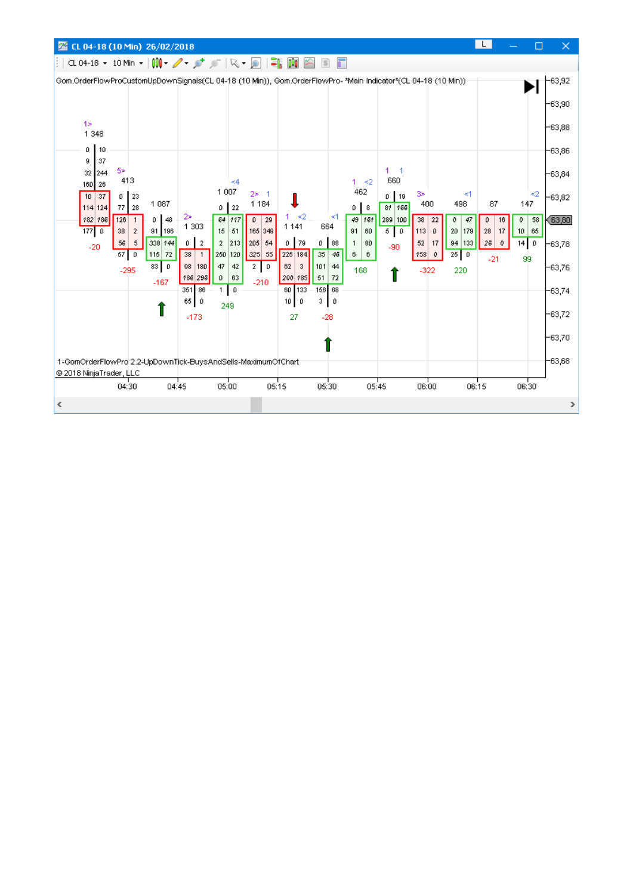CL 04-18 (10 Min) 26/02/2018

Gom.OrderFlowProCustomUpDownSignals(CL 04-18 (10 Min)), Gom.OrderFlowPro- *Main Indicator*(CL 04-18 (10 Min))

1-GomOrderFlowPro 2.2-UpDownTick-BuysAndSells-MaximumOfChart

© 2018 NinjaTrader, LLC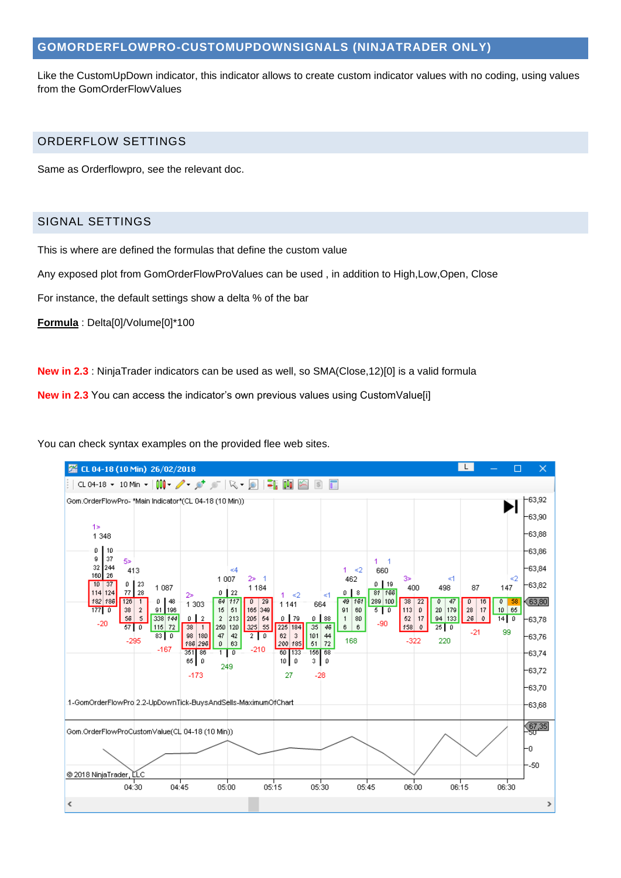## GOMORDERFLOWPRO-CUSTOMUPDOWNSIGNALS (NINJATRADER ONLY)

Like the CustomUpDown indicator, this indicator allows to create custom indicator values with no coding, using values from the GomOrderFlowValues

## ORDERFLOW SETTINGS

Same as Orderflowpro, see the relevant doc.

## SIGNAL SETTINGS

This is where are defined the formulas that define the custom value

Any exposed plot from GomOrderFlowProValues can be used , in addition to High,Low,Open, Close

For instance, the default settings show a delta % of the bar

**Formula** : Delta[0]/Volume[0]*100

**New in 2.3** : NinjaTrader indicators can be used as well, so SMA(Close,12)[0] is a valid formula

**New in 2.3** You can access the indicator's own previous values using CustomValue[i]

You can check syntax examples on the provided flee web sites.

CL 04-18 (10 Min) 26/02/2018

Gom.OrderFlowPro- *Main Indicator*(CL 04-18 (10 Min))

1-GomOrderFlowPro 2.2-UpDownTick-BuysAndSells-MaximumOfChart

Gom.OrderFlowProCustomValue(CL 04-18 (10 Min))

© 2018 NinjaTrader, LLC

04:30 04:45 05:00 05:15 05:30 05:45 06:00 06:15 06:30